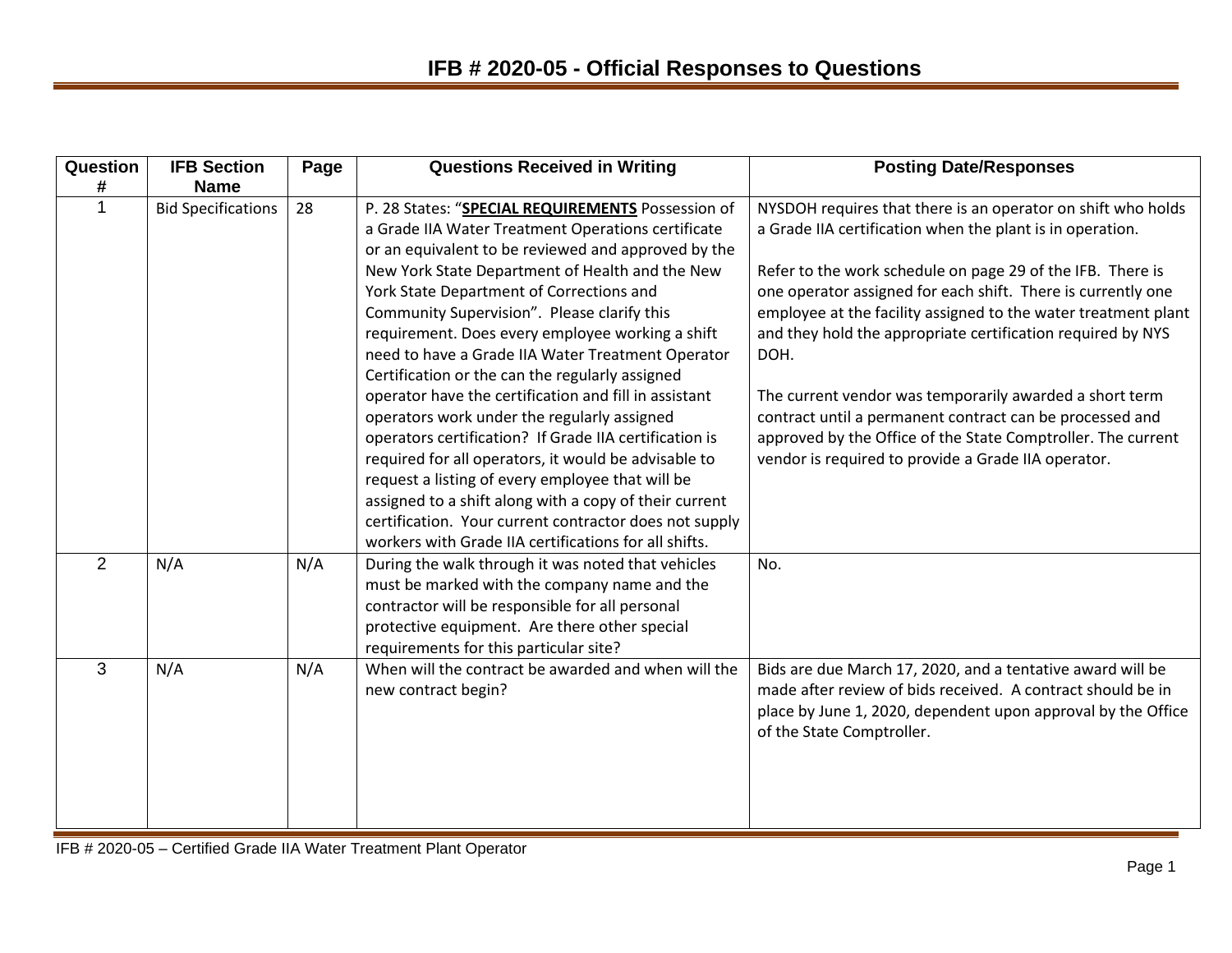# IFB # 2020-05 - Official Responses to Questions

| Question # | IFB Section Name | Page | Questions Received in Writing | Posting Date/Responses |
|---|---|---|---|---|
| 1 | Bid Specifications | 28 | P. 28 States: "**SPECIAL REQUIREMENTS** Possession of a Grade IIA Water Treatment Operations certificate or an equivalent to be reviewed and approved by the New York State Department of Health and the New York State Department of Corrections and Community Supervision". Please clarify this requirement. Does every employee working a shift need to have a Grade IIA Water Treatment Operator Certification or the can the regularly assigned operator have the certification and fill in assistant operators work under the regularly assigned operators certification? If Grade IIA certification is required for all operators, it would be advisable to request a listing of every employee that will be assigned to a shift along with a copy of their current certification. Your current contractor does not supply workers with Grade IIA certifications for all shifts. | NYSDOH requires that there is an operator on shift who holds a Grade IIA certification when the plant is in operation.<br><br>Refer to the work schedule on page 29 of the IFB. There is one operator assigned for each shift. There is currently one employee at the facility assigned to the water treatment plant and they hold the appropriate certification required by NYS DOH.<br><br>The current vendor was temporarily awarded a short term contract until a permanent contract can be processed and approved by the Office of the State Comptroller. The current vendor is required to provide a Grade IIA operator. |
| 2 | N/A | N/A | During the walk through it was noted that vehicles must be marked with the company name and the contractor will be responsible for all personal protective equipment. Are there other special requirements for this particular site? | No. |
| 3 | N/A | N/A | When will the contract be awarded and when will the new contract begin? | Bids are due March 17, 2020, and a tentative award will be made after review of bids received. A contract should be in place by June 1, 2020, dependent upon approval by the Office of the State Comptroller. |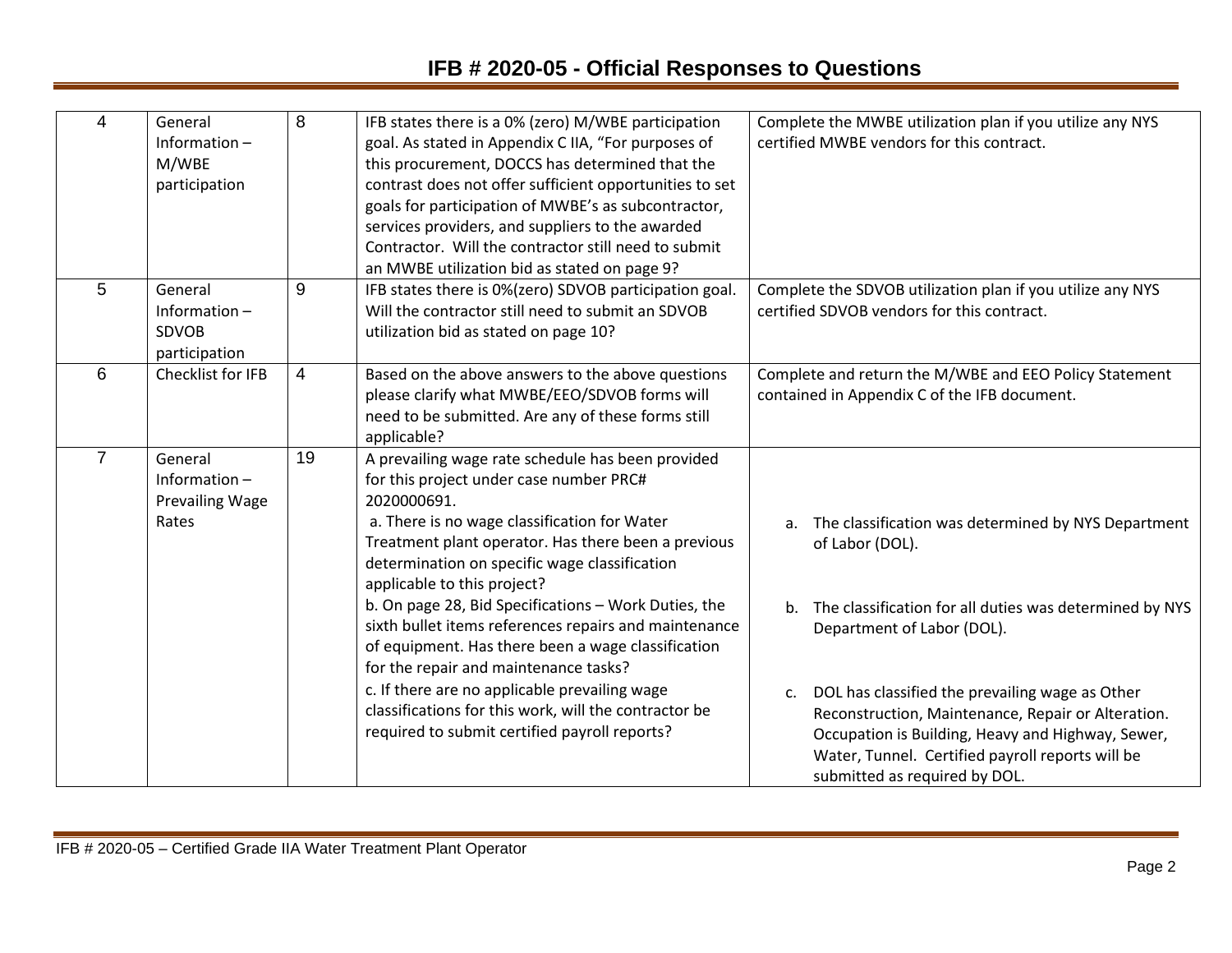# IFB # 2020-05 - Official Responses to Questions

| | | | | |
|---|---|---|---|---|
| 4 | General Information – M/WBE participation | 8 | IFB states there is a 0% (zero) M/WBE participation goal. As stated in Appendix C IIA, "For purposes of this procurement, DOCCS has determined that the contrast does not offer sufficient opportunities to set goals for participation of MWBE's as subcontractor, services providers, and suppliers to the awarded Contractor. Will the contractor still need to submit an MWBE utilization bid as stated on page 9? | Complete the MWBE utilization plan if you utilize any NYS certified MWBE vendors for this contract. |
| 5 | General Information – SDVOB participation | 9 | IFB states there is 0%(zero) SDVOB participation goal. Will the contractor still need to submit an SDVOB utilization bid as stated on page 10? | Complete the SDVOB utilization plan if you utilize any NYS certified SDVOB vendors for this contract. |
| 6 | Checklist for IFB | 4 | Based on the above answers to the above questions please clarify what MWBE/EEO/SDVOB forms will need to be submitted. Are any of these forms still applicable? | Complete and return the M/WBE and EEO Policy Statement contained in Appendix C of the IFB document. |
| 7 | General Information – Prevailing Wage Rates | 19 | A prevailing wage rate schedule has been provided for this project under case number PRC# 2020000691.<br>a. There is no wage classification for Water Treatment plant operator. Has there been a previous determination on specific wage classification applicable to this project?<br>b. On page 28, Bid Specifications – Work Duties, the sixth bullet items references repairs and maintenance of equipment. Has there been a wage classification for the repair and maintenance tasks?<br>c. If there are no applicable prevailing wage classifications for this work, will the contractor be required to submit certified payroll reports? | a. The classification was determined by NYS Department of Labor (DOL).<br>b. The classification for all duties was determined by NYS Department of Labor (DOL).<br>c. DOL has classified the prevailing wage as Other Reconstruction, Maintenance, Repair or Alteration. Occupation is Building, Heavy and Highway, Sewer, Water, Tunnel. Certified payroll reports will be submitted as required by DOL. |

IFB # 2020-05 – Certified Grade IIA Water Treatment Plant Operator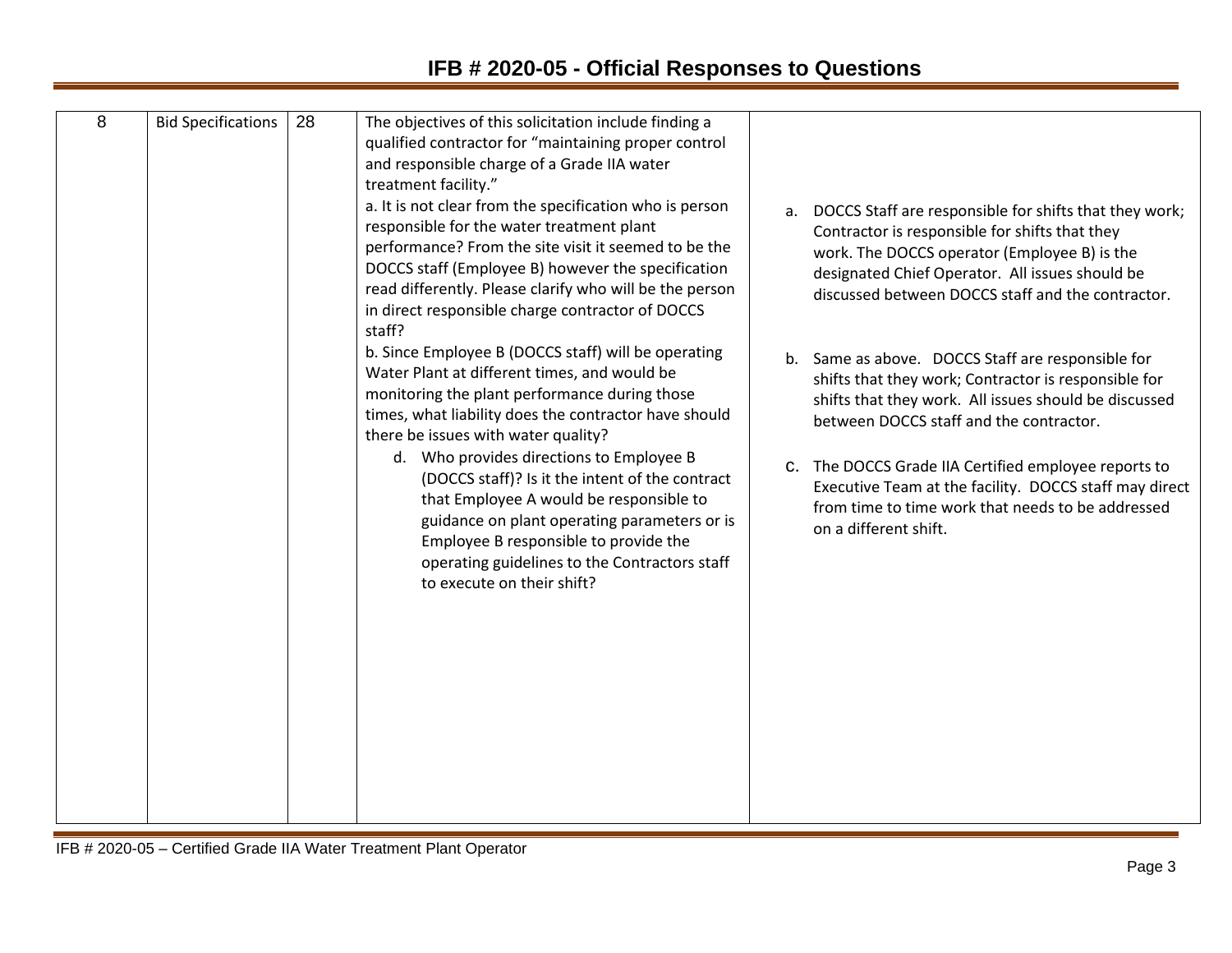| 8 | Bid Specifications | 28 | The objectives of this solicitation include finding a qualified contractor for "maintaining proper control and responsible charge of a Grade IIA water treatment facility."<br>a. It is not clear from the specification who is person responsible for the water treatment plant performance? From the site visit it seemed to be the DOCCS staff (Employee B) however the specification read differently. Please clarify who will be the person in direct responsible charge contractor of DOCCS staff?<br>b. Since Employee B (DOCCS staff) will be operating Water Plant at different times, and would be monitoring the plant performance during those times, what liability does the contractor have should there be issues with water quality?<br>d. Who provides directions to Employee B (DOCCS staff)? Is it the intent of the contract that Employee A would be responsible to guidance on plant operating parameters or is Employee B responsible to provide the operating guidelines to the Contractors staff to execute on their shift? | a. DOCCS Staff are responsible for shifts that they work; Contractor is responsible for shifts that they work. The DOCCS operator (Employee B) is the designated Chief Operator. All issues should be discussed between DOCCS staff and the contractor.<br>b. Same as above. DOCCS Staff are responsible for shifts that they work; Contractor is responsible for shifts that they work. All issues should be discussed between DOCCS staff and the contractor.<br>c. The DOCCS Grade IIA Certified employee reports to Executive Team at the facility. DOCCS staff may direct from time to time work that needs to be addressed on a different shift. |
|---|---|---|---|---|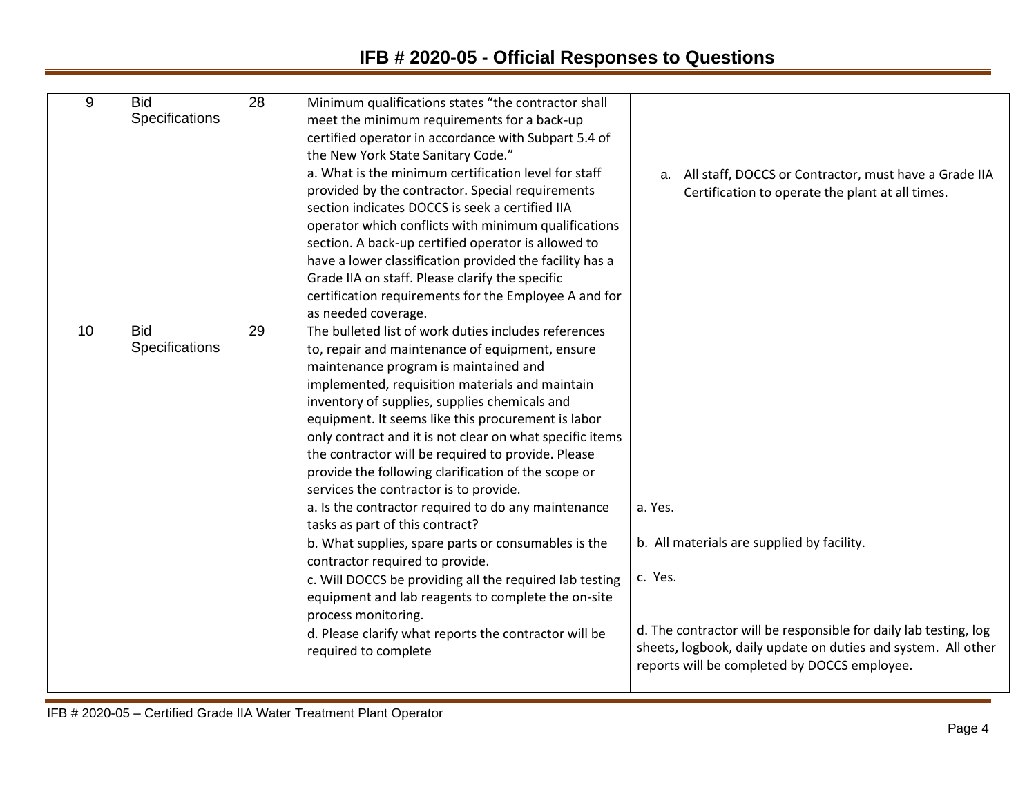# IFB # 2020-05 - Official Responses to Questions

| | | | | |
|---|---|---|---|---|
| 9 | Bid Specifications | 28 | Minimum qualifications states "the contractor shall meet the minimum requirements for a back-up certified operator in accordance with Subpart 5.4 of the New York State Sanitary Code."<br>a. What is the minimum certification level for staff provided by the contractor. Special requirements section indicates DOCCS is seek a certified IIA operator which conflicts with minimum qualifications section. A back-up certified operator is allowed to have a lower classification provided the facility has a Grade IIA on staff. Please clarify the specific certification requirements for the Employee A and for as needed coverage. | a. All staff, DOCCS or Contractor, must have a Grade IIA Certification to operate the plant at all times. |
| 10 | Bid Specifications | 29 | The bulleted list of work duties includes references to, repair and maintenance of equipment, ensure maintenance program is maintained and implemented, requisition materials and maintain inventory of supplies, supplies chemicals and equipment. It seems like this procurement is labor only contract and it is not clear on what specific items the contractor will be required to provide. Please provide the following clarification of the scope or services the contractor is to provide.<br>a. Is the contractor required to do any maintenance tasks as part of this contract?<br>b. What supplies, spare parts or consumables is the contractor required to provide.<br>c. Will DOCCS be providing all the required lab testing equipment and lab reagents to complete the on-site process monitoring.<br>d. Please clarify what reports the contractor will be required to complete | a. Yes.<br>b. All materials are supplied by facility.<br>c. Yes.<br>d. The contractor will be responsible for daily lab testing, log sheets, logbook, daily update on duties and system. All other reports will be completed by DOCCS employee. |

IFB # 2020-05 – Certified Grade IIA Water Treatment Plant Operator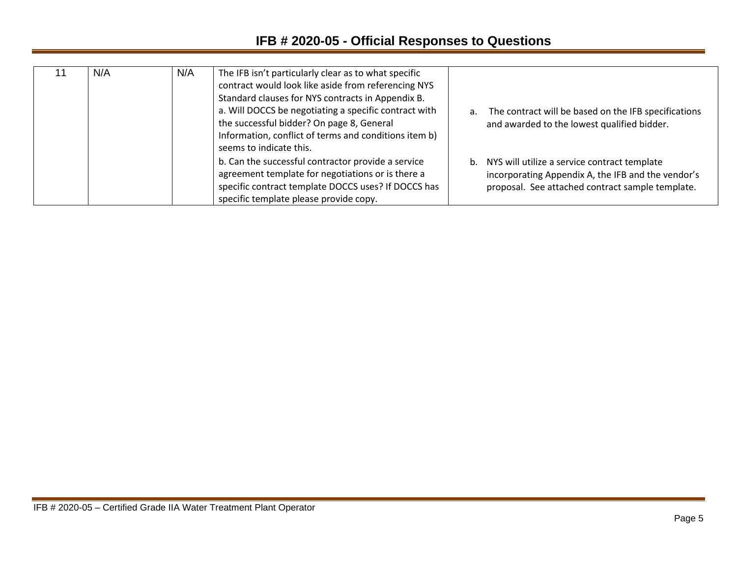| | | | | |
|---|---|---|---|---|
| 11 | N/A | N/A | The IFB isn't particularly clear as to what specific contract would look like aside from referencing NYS Standard clauses for NYS contracts in Appendix B.<br>a. Will DOCCS be negotiating a specific contract with the successful bidder? On page 8, General Information, conflict of terms and conditions item b) seems to indicate this.<br>b. Can the successful contractor provide a service agreement template for negotiations or is there a specific contract template DOCCS uses? If DOCCS has specific template please provide copy. | a. The contract will be based on the IFB specifications and awarded to the lowest qualified bidder.<br>b. NYS will utilize a service contract template incorporating Appendix A, the IFB and the vendor's proposal. See attached contract sample template. |